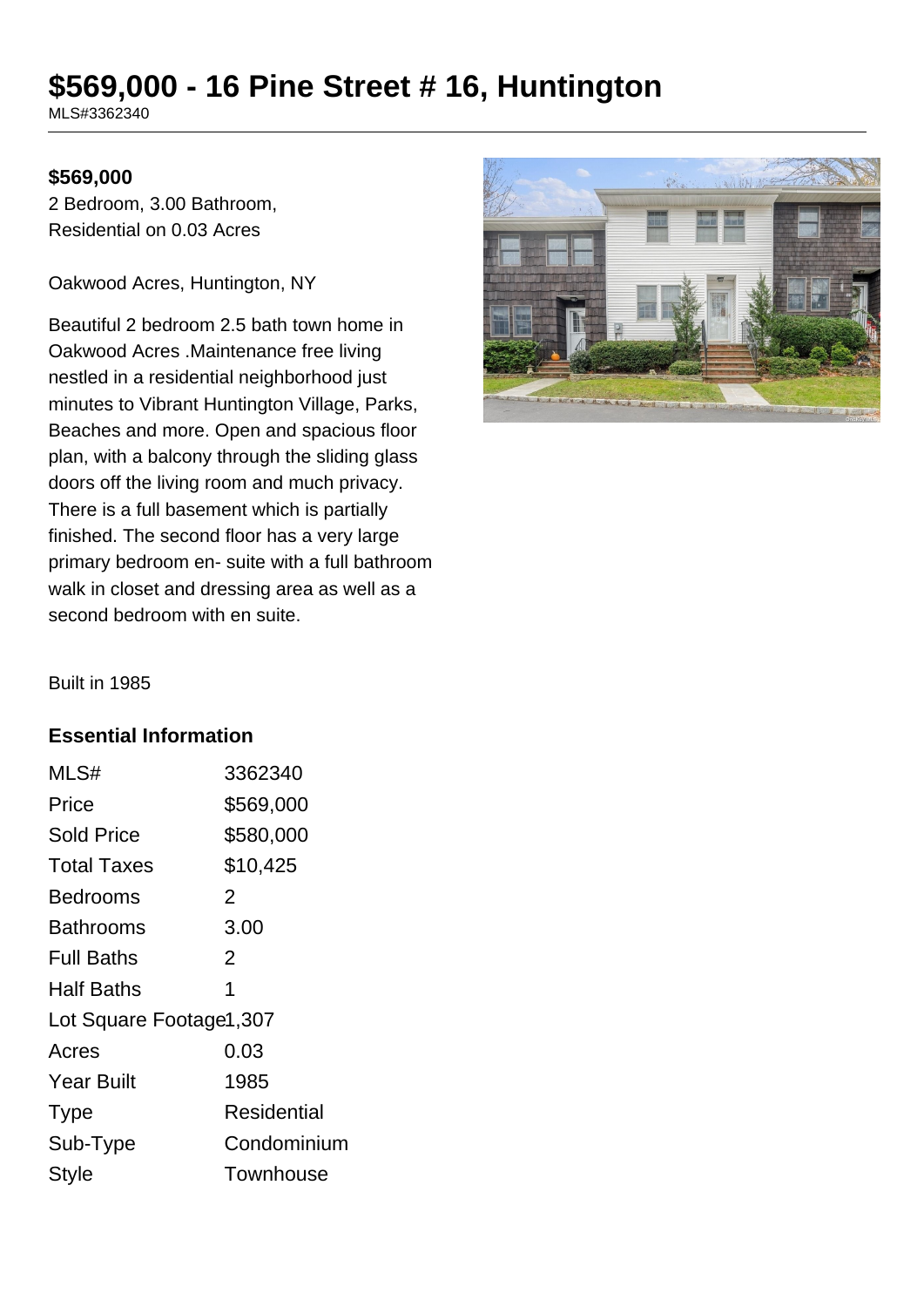# $569,000 - 16 Pine Street # 16, Huntington

MLS#3362340

**$569,000**

2 Bedroom, 3.00 Bathroom, Residential on 0.03 Acres

Oakwood Acres, Huntington, NY

Beautiful 2 bedroom 2.5 bath town home in Oakwood Acres .Maintenance free living nestled in a residential neighborhood just minutes to Vibrant Huntington Village, Parks, Beaches and more. Open and spacious floor plan, with a balcony through the sliding glass doors off the living room and much privacy. There is a full basement which is partially finished. The second floor has a very large primary bedroom en- suite with a full bathroom walk in closet and dressing area as well as a second bedroom with en suite.

Built in 1985

## Essential Information

| | |
|---|---|
| MLS# | 3362340 |
| Price | $569,000 |
| Sold Price | $580,000 |
| Total Taxes | $10,425 |
| Bedrooms | 2 |
| Bathrooms | 3.00 |
| Full Baths | 2 |
| Half Baths | 1 |
| Lot Square Footage | 1,307 |
| Acres | 0.03 |
| Year Built | 1985 |
| Type | Residential |
| Sub-Type | Condominium |
| Style | Townhouse |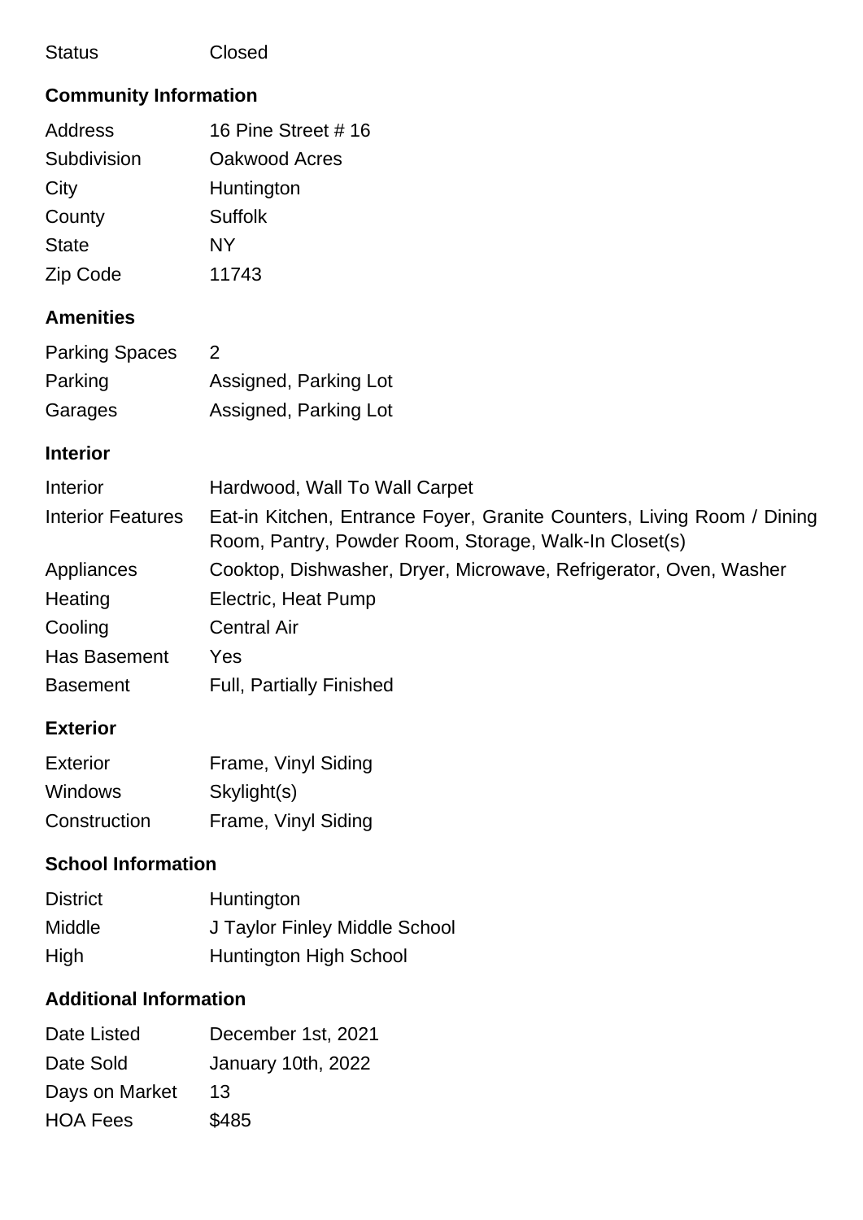| | |
|---|---|
| Status | Closed |

## Community Information

| | |
|---|---|
| Address | 16 Pine Street # 16 |
| Subdivision | Oakwood Acres |
| City | Huntington |
| County | Suffolk |
| State | NY |
| Zip Code | 11743 |

## Amenities

| | |
|---|---|
| Parking Spaces | 2 |
| Parking | Assigned, Parking Lot |
| Garages | Assigned, Parking Lot |

## Interior

| | |
|---|---|
| Interior | Hardwood, Wall To Wall Carpet |
| Interior Features | Eat-in Kitchen, Entrance Foyer, Granite Counters, Living Room / Dining Room, Pantry, Powder Room, Storage, Walk-In Closet(s) |
| Appliances | Cooktop, Dishwasher, Dryer, Microwave, Refrigerator, Oven, Washer |
| Heating | Electric, Heat Pump |
| Cooling | Central Air |
| Has Basement | Yes |
| Basement | Full, Partially Finished |

## Exterior

| | |
|---|---|
| Exterior | Frame, Vinyl Siding |
| Windows | Skylight(s) |
| Construction | Frame, Vinyl Siding |

## School Information

| | |
|---|---|
| District | Huntington |
| Middle | J Taylor Finley Middle School |
| High | Huntington High School |

## Additional Information

| | |
|---|---|
| Date Listed | December 1st, 2021 |
| Date Sold | January 10th, 2022 |
| Days on Market | 13 |
| HOA Fees | $485 |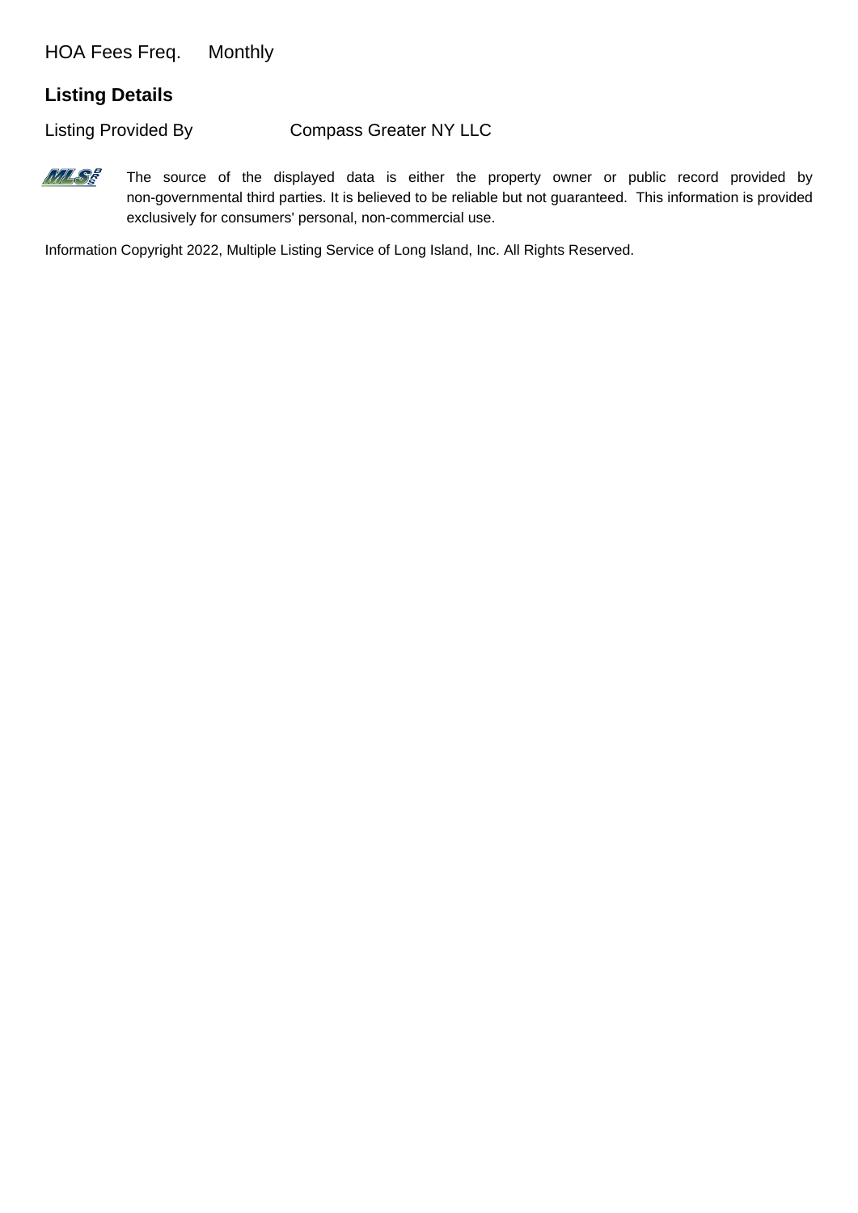HOA Fees Freq. Monthly

## Listing Details

Listing Provided By Compass Greater NY LLC

The source of the displayed data is either the property owner or public record provided by non-governmental third parties. It is believed to be reliable but not guaranteed. This information is provided exclusively for consumers' personal, non-commercial use.

Information Copyright 2022, Multiple Listing Service of Long Island, Inc. All Rights Reserved.